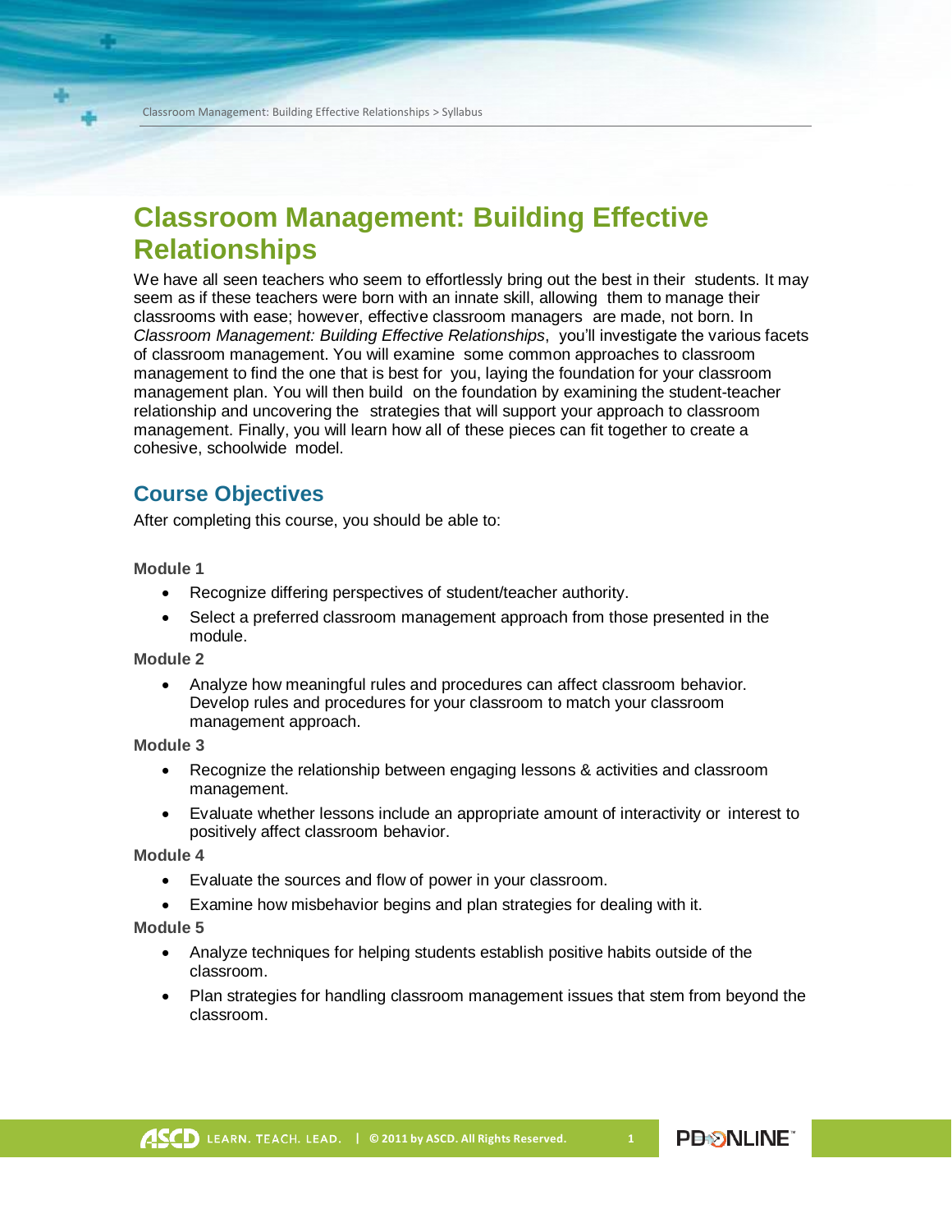# Classroom Management: Building Effective Relationships

We have all seen teachers who seem to effortlessly bring out the best in their students. It may seem as if these teachers were born with an innate skill, allowing them to manage their classrooms with ease; however, effective classroom managers are made, not born. In *Classroom Management: Building Effective Relationships*, you'll investigate the various facets of classroom management. You will examine some common approaches to classroom management to find the one that is best for you, laying the foundation for your classroom management plan. You will then build on the foundation by examining the student-teacher relationship and uncovering the strategies that will support your approach to classroom management. Finally, you will learn how all of these pieces can fit together to create a cohesive, schoolwide model.

## Course Objectives

After completing this course, you should be able to:

**Module 1**

- Recognize differing perspectives of student/teacher authority.
- Select a preferred classroom management approach from those presented in the module.

**Module 2**

- Analyze how meaningful rules and procedures can affect classroom behavior. Develop rules and procedures for your classroom to match your classroom management approach.

**Module 3**

- Recognize the relationship between engaging lessons & activities and classroom management.
- Evaluate whether lessons include an appropriate amount of interactivity or interest to positively affect classroom behavior.

**Module 4**

- Evaluate the sources and flow of power in your classroom.
- Examine how misbehavior begins and plan strategies for dealing with it.

**Module 5**

- Analyze techniques for helping students establish positive habits outside of the classroom.
- Plan strategies for handling classroom management issues that stem from beyond the classroom.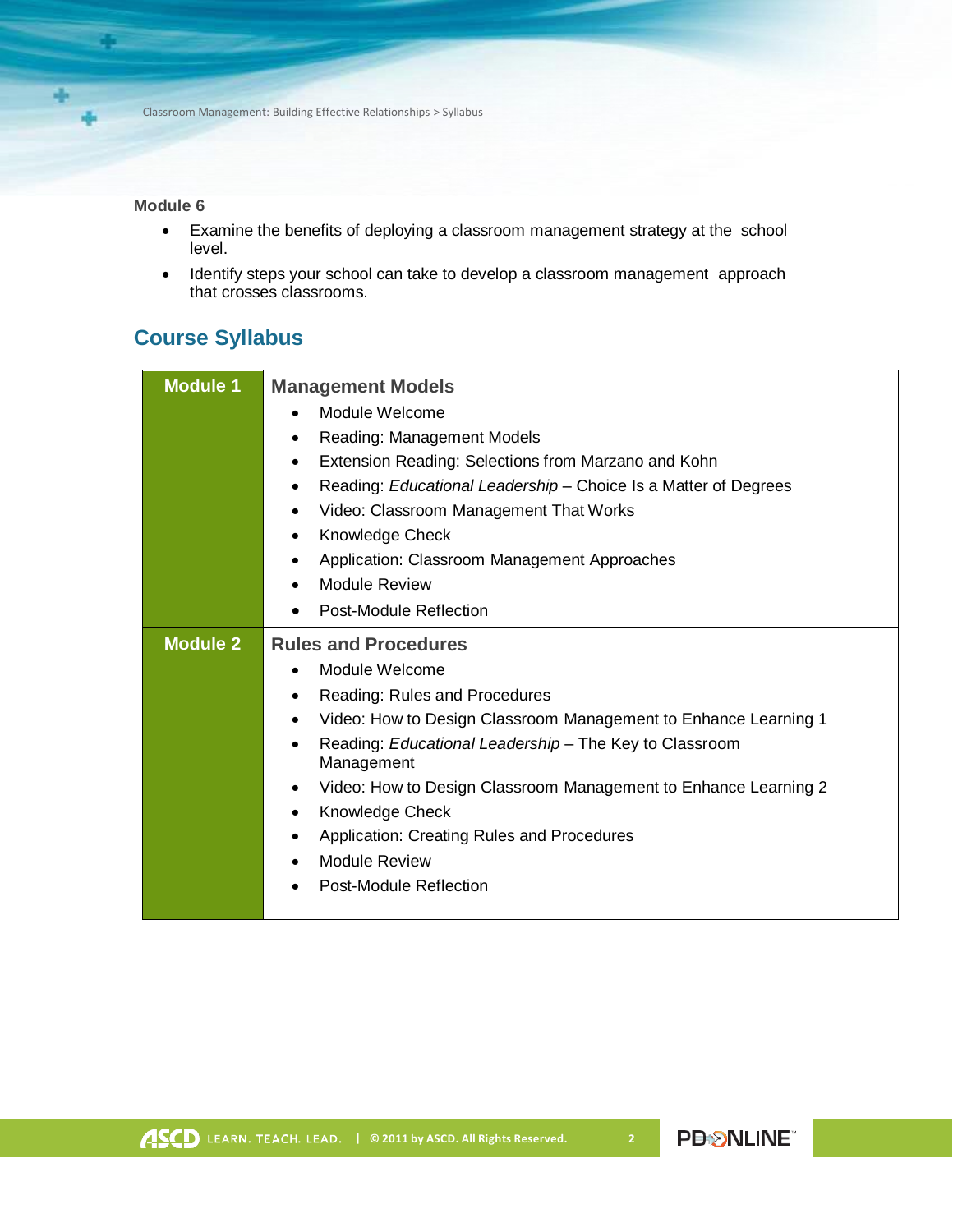**Module 6**

- Examine the benefits of deploying a classroom management strategy at the school level.
- Identify steps your school can take to develop a classroom management approach that crosses classrooms.

## Course Syllabus

| | |
|---|---|
| **Module 1** | **Management Models**<br>• Module Welcome<br>• Reading: Management Models<br>• Extension Reading: Selections from Marzano and Kohn<br>• Reading: *Educational Leadership* – Choice Is a Matter of Degrees<br>• Video: Classroom Management That Works<br>• Knowledge Check<br>• Application: Classroom Management Approaches<br>• Module Review<br>• Post-Module Reflection |
| **Module 2** | **Rules and Procedures**<br>• Module Welcome<br>• Reading: Rules and Procedures<br>• Video: How to Design Classroom Management to Enhance Learning 1<br>• Reading: *Educational Leadership* – The Key to Classroom Management<br>• Video: How to Design Classroom Management to Enhance Learning 2<br>• Knowledge Check<br>• Application: Creating Rules and Procedures<br>• Module Review<br>• Post-Module Reflection |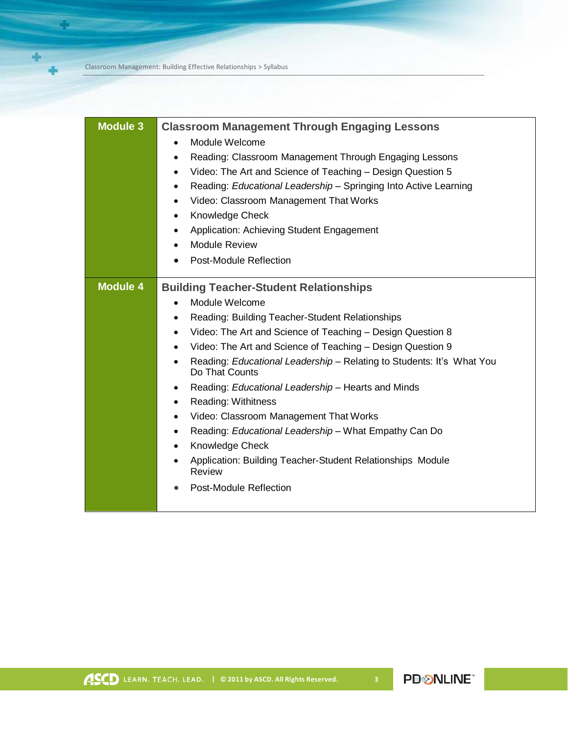| Module | Content |
| --- | --- |
| **Module 3** | **Classroom Management Through Engaging Lessons**<br>• Module Welcome<br>• Reading: Classroom Management Through Engaging Lessons<br>• Video: The Art and Science of Teaching – Design Question 5<br>• Reading: *Educational Leadership* – Springing Into Active Learning<br>• Video: Classroom Management That Works<br>• Knowledge Check<br>• Application: Achieving Student Engagement<br>• Module Review<br>• Post-Module Reflection |
| **Module 4** | **Building Teacher-Student Relationships**<br>• Module Welcome<br>• Reading: Building Teacher-Student Relationships<br>• Video: The Art and Science of Teaching – Design Question 8<br>• Video: The Art and Science of Teaching – Design Question 9<br>• Reading: *Educational Leadership* – Relating to Students: It's What You Do That Counts<br>• Reading: *Educational Leadership* – Hearts and Minds<br>• Reading: Withitness<br>• Video: Classroom Management That Works<br>• Reading: *Educational Leadership* – What Empathy Can Do<br>• Knowledge Check<br>• Application: Building Teacher-Student Relationships Module Review<br>• Post-Module Reflection |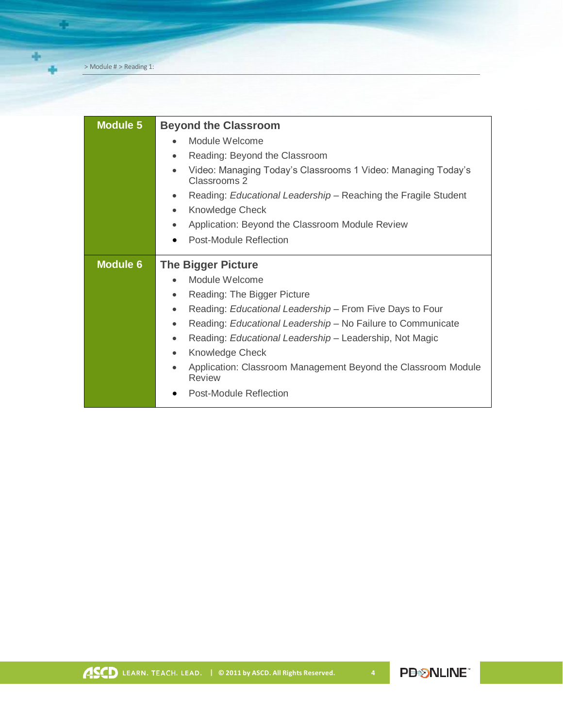| | |
|---|---|
| **Module 5** | **Beyond the Classroom**<br>• Module Welcome<br>• Reading: Beyond the Classroom<br>• Video: Managing Today's Classrooms 1 Video: Managing Today's Classrooms 2<br>• Reading: *Educational Leadership* – Reaching the Fragile Student<br>• Knowledge Check<br>• Application: Beyond the Classroom Module Review<br>• Post-Module Reflection |
| **Module 6** | **The Bigger Picture**<br>• Module Welcome<br>• Reading: The Bigger Picture<br>• Reading: *Educational Leadership* – From Five Days to Four<br>• Reading: *Educational Leadership* – No Failure to Communicate<br>• Reading: *Educational Leadership* – Leadership, Not Magic<br>• Knowledge Check<br>• Application: Classroom Management Beyond the Classroom Module Review<br>• Post-Module Reflection |